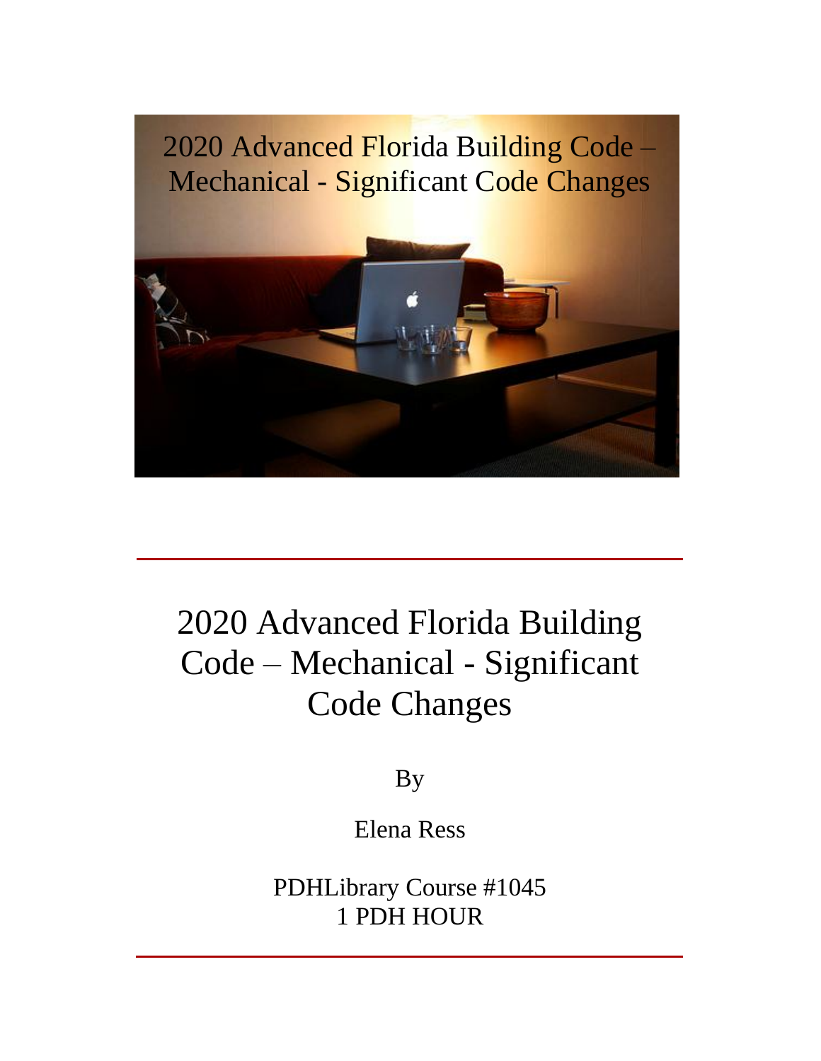2020 Advanced Florida Building Code – Mechanical - Significant Code Changes

# 2020 Advanced Florida Building Code – Mechanical - Significant Code Changes

By

Elena Ress

PDHLibrary Course #1045
1 PDH HOUR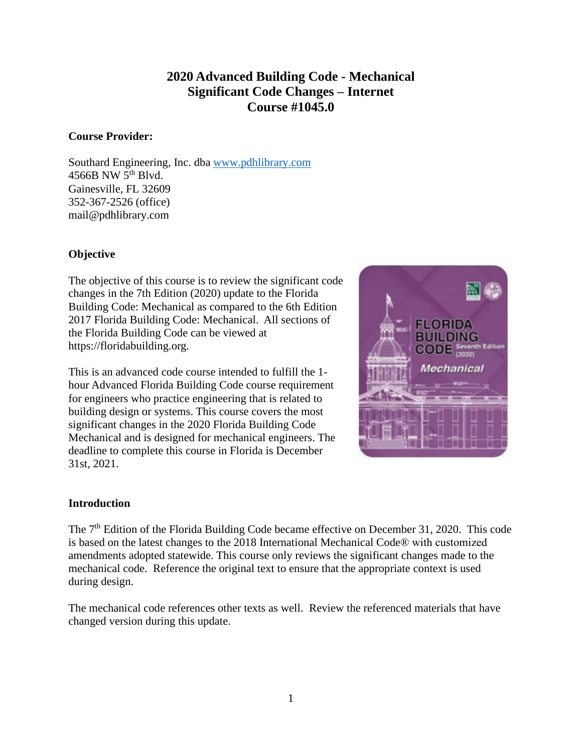# 2020 Advanced Building Code - Mechanical
# Significant Code Changes – Internet
# Course #1045.0

**Course Provider:**

Southard Engineering, Inc. dba www.pdhlibrary.com
4566B NW 5th Blvd.
Gainesville, FL 32609
352-367-2526 (office)
mail@pdhlibrary.com

**Objective**

The objective of this course is to review the significant code changes in the 7th Edition (2020) update to the Florida Building Code: Mechanical as compared to the 6th Edition 2017 Florida Building Code: Mechanical. All sections of the Florida Building Code can be viewed at https://floridabuilding.org.

This is an advanced code course intended to fulfill the 1-hour Advanced Florida Building Code course requirement for engineers who practice engineering that is related to building design or systems. This course covers the most significant changes in the 2020 Florida Building Code Mechanical and is designed for mechanical engineers. The deadline to complete this course in Florida is December 31st, 2021.

**Introduction**

The 7th Edition of the Florida Building Code became effective on December 31, 2020. This code is based on the latest changes to the 2018 International Mechanical Code® with customized amendments adopted statewide. This course only reviews the significant changes made to the mechanical code. Reference the original text to ensure that the appropriate context is used during design.

The mechanical code references other texts as well. Review the referenced materials that have changed version during this update.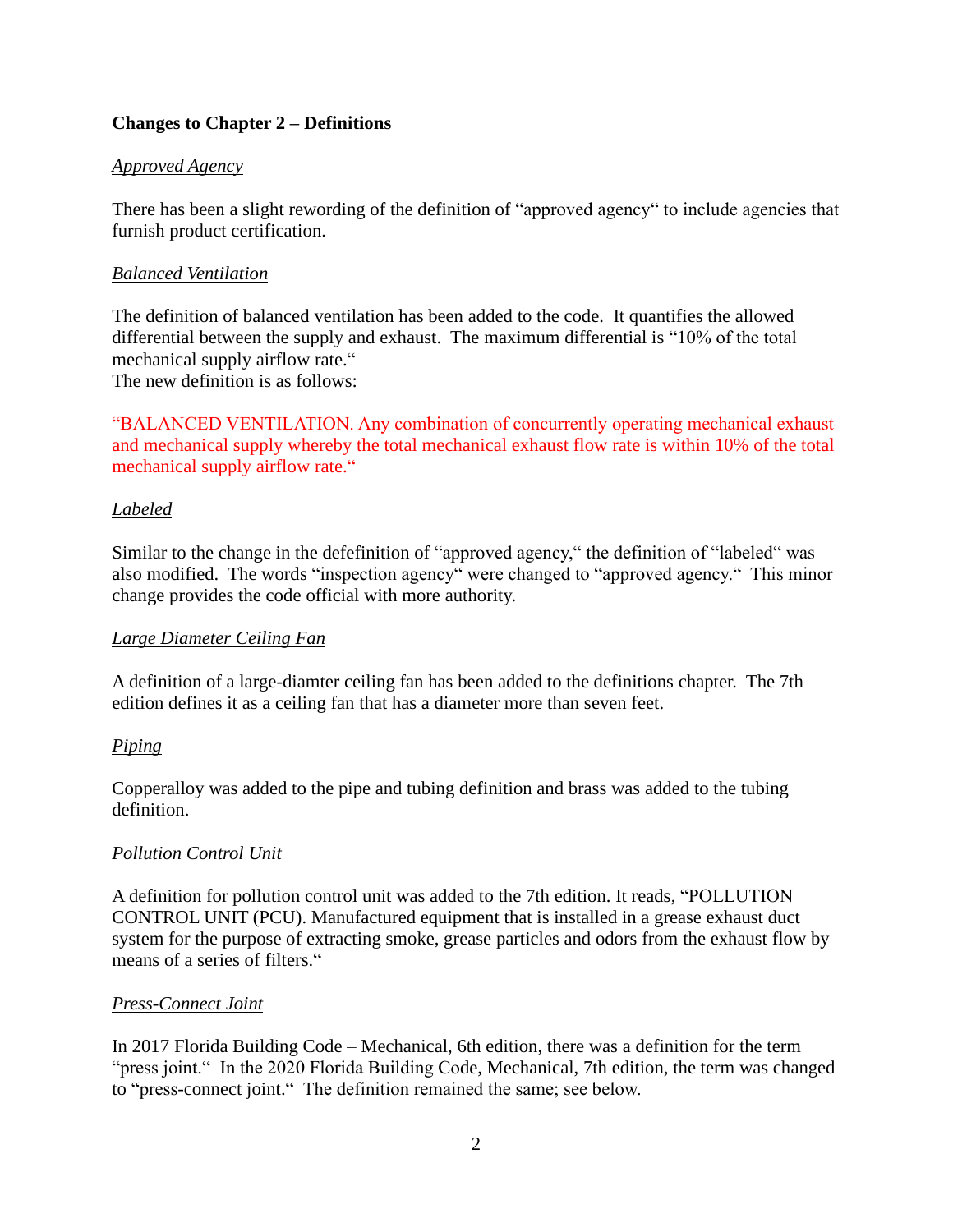**Changes to Chapter 2 – Definitions**

*Approved Agency*

There has been a slight rewording of the definition of "approved agency" to include agencies that furnish product certification.

*Balanced Ventilation*

The definition of balanced ventilation has been added to the code. It quantifies the allowed differential between the supply and exhaust. The maximum differential is "10% of the total mechanical supply airflow rate."
The new definition is as follows:

"BALANCED VENTILATION. Any combination of concurrently operating mechanical exhaust and mechanical supply whereby the total mechanical exhaust flow rate is within 10% of the total mechanical supply airflow rate."

*Labeled*

Similar to the change in the defefinition of "approved agency," the definition of "labeled" was also modified. The words "inspection agency" were changed to "approved agency." This minor change provides the code official with more authority.

*Large Diameter Ceiling Fan*

A definition of a large-diamter ceiling fan has been added to the definitions chapter. The 7th edition defines it as a ceiling fan that has a diameter more than seven feet.

*Piping*

Copperalloy was added to the pipe and tubing definition and brass was added to the tubing definition.

*Pollution Control Unit*

A definition for pollution control unit was added to the 7th edition. It reads, "POLLUTION CONTROL UNIT (PCU). Manufactured equipment that is installed in a grease exhaust duct system for the purpose of extracting smoke, grease particles and odors from the exhaust flow by means of a series of filters."

*Press-Connect Joint*

In 2017 Florida Building Code – Mechanical, 6th edition, there was a definition for the term "press joint." In the 2020 Florida Building Code, Mechanical, 7th edition, the term was changed to "press-connect joint." The definition remained the same; see below.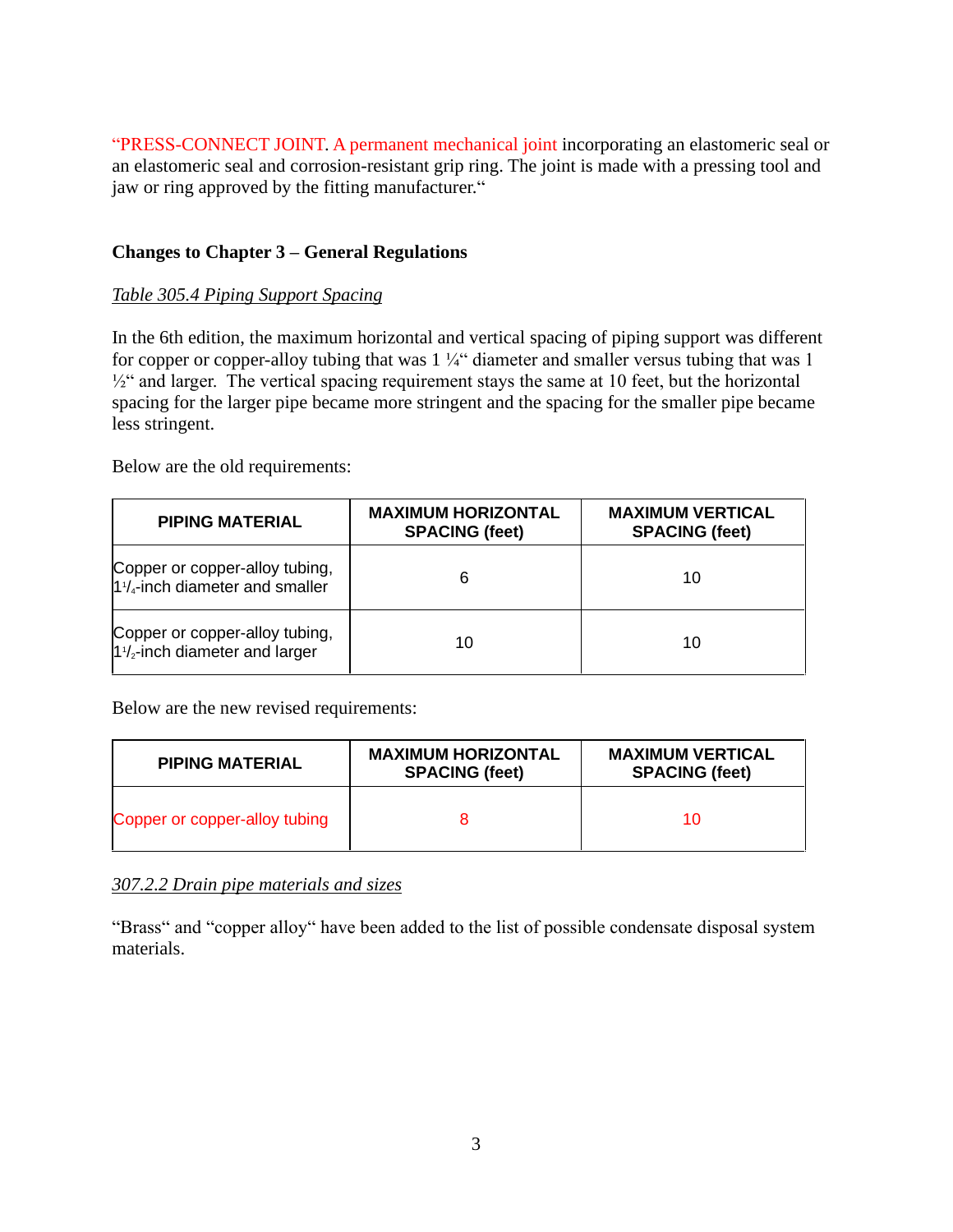"PRESS-CONNECT JOINT. A permanent mechanical joint incorporating an elastomeric seal or an elastomeric seal and corrosion-resistant grip ring. The joint is made with a pressing tool and jaw or ring approved by the fitting manufacturer."

**Changes to Chapter 3 – General Regulations**

*Table 305.4 Piping Support Spacing*

In the 6th edition, the maximum horizontal and vertical spacing of piping support was different for copper or copper-alloy tubing that was 1 ¼" diameter and smaller versus tubing that was 1 ½" and larger. The vertical spacing requirement stays the same at 10 feet, but the horizontal spacing for the larger pipe became more stringent and the spacing for the smaller pipe became less stringent.

Below are the old requirements:

| PIPING MATERIAL | MAXIMUM HORIZONTAL SPACING (feet) | MAXIMUM VERTICAL SPACING (feet) |
|---|---|---|
| Copper or copper-alloy tubing, 1¼-inch diameter and smaller | 6 | 10 |
| Copper or copper-alloy tubing, 1½-inch diameter and larger | 10 | 10 |

Below are the new revised requirements:

| PIPING MATERIAL | MAXIMUM HORIZONTAL SPACING (feet) | MAXIMUM VERTICAL SPACING (feet) |
|---|---|---|
| Copper or copper-alloy tubing | 8 | 10 |

*307.2.2 Drain pipe materials and sizes*

"Brass" and "copper alloy" have been added to the list of possible condensate disposal system materials.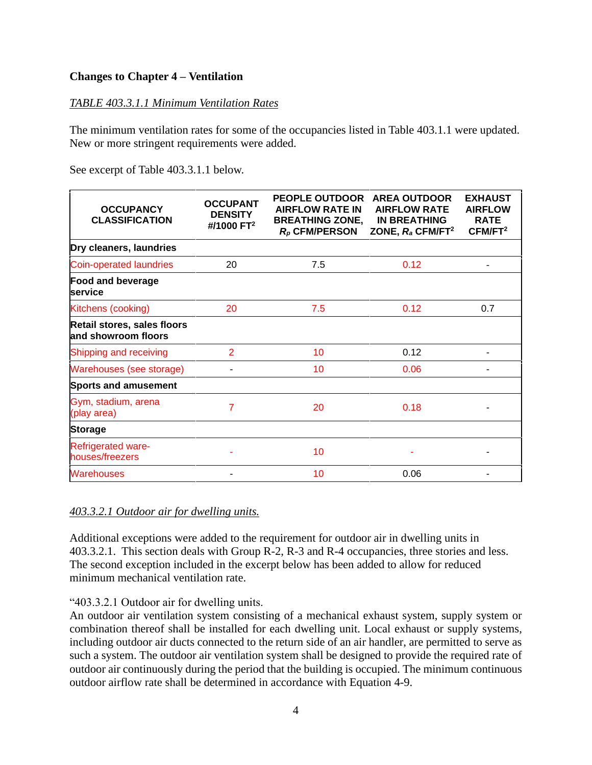**Changes to Chapter 4 – Ventilation**

*TABLE 403.3.1.1 Minimum Ventilation Rates*

The minimum ventilation rates for some of the occupancies listed in Table 403.1.1 were updated. New or more stringent requirements were added.

See excerpt of Table 403.3.1.1 below.

| OCCUPANCY CLASSIFICATION | OCCUPANT DENSITY #/1000 FT$^2$ | PEOPLE OUTDOOR AIRFLOW RATE IN BREATHING ZONE, $R_p$ CFM/PERSON | AREA OUTDOOR AIRFLOW RATE IN BREATHING ZONE, $R_a$ CFM/FT$^2$ | EXHAUST AIRFLOW RATE CFM/FT$^2$ |
|---|---|---|---|---|
| **Dry cleaners, laundries** | | | | |
| Coin-operated laundries | 20 | 7.5 | 0.12 | - |
| **Food and beverage service** | | | | |
| Kitchens (cooking) | 20 | 7.5 | 0.12 | 0.7 |
| **Retail stores, sales floors and showroom floors** | | | | |
| Shipping and receiving | 2 | 10 | 0.12 | - |
| Warehouses (see storage) | - | 10 | 0.06 | - |
| **Sports and amusement** | | | | |
| Gym, stadium, arena (play area) | 7 | 20 | 0.18 | - |
| **Storage** | | | | |
| Refrigerated ware-houses/freezers | - | 10 | - | - |
| Warehouses | - | 10 | 0.06 | - |

*403.3.2.1 Outdoor air for dwelling units.*

Additional exceptions were added to the requirement for outdoor air in dwelling units in 403.3.2.1. This section deals with Group R-2, R-3 and R-4 occupancies, three stories and less. The second exception included in the excerpt below has been added to allow for reduced minimum mechanical ventilation rate.

"403.3.2.1 Outdoor air for dwelling units.
An outdoor air ventilation system consisting of a mechanical exhaust system, supply system or combination thereof shall be installed for each dwelling unit. Local exhaust or supply systems, including outdoor air ducts connected to the return side of an air handler, are permitted to serve as such a system. The outdoor air ventilation system shall be designed to provide the required rate of outdoor air continuously during the period that the building is occupied. The minimum continuous outdoor airflow rate shall be determined in accordance with Equation 4-9.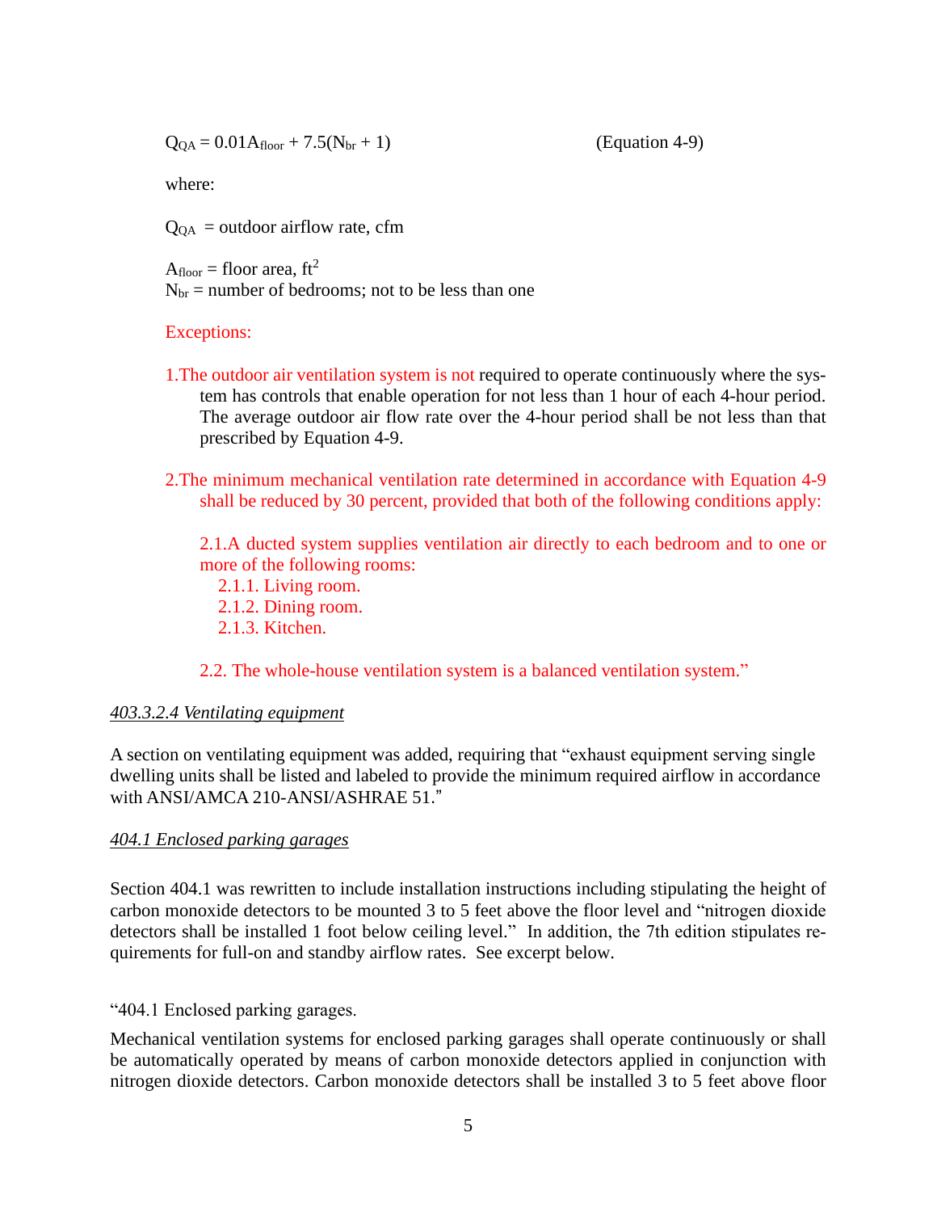$$Q_{QA} = 0.01A_{floor} + 7.5(N_{br} + 1) \quad \text{(Equation 4-9)}$$

where:

$Q_{QA}$ = outdoor airflow rate, cfm

$A_{floor}$ = floor area, $ft^2$

$N_{br}$ = number of bedrooms; not to be less than one

Exceptions:

1. The outdoor air ventilation system is not required to operate continuously where the system has controls that enable operation for not less than 1 hour of each 4-hour period. The average outdoor air flow rate over the 4-hour period shall be not less than that prescribed by Equation 4-9.

2. The minimum mechanical ventilation rate determined in accordance with Equation 4-9 shall be reduced by 30 percent, provided that both of the following conditions apply:

   2.1. A ducted system supplies ventilation air directly to each bedroom and to one or more of the following rooms:
      - 2.1.1. Living room.
      - 2.1.2. Dining room.
      - 2.1.3. Kitchen.

   2.2. The whole-house ventilation system is a balanced ventilation system."

*403.3.2.4 Ventilating equipment*

A section on ventilating equipment was added, requiring that "exhaust equipment serving single dwelling units shall be listed and labeled to provide the minimum required airflow in accordance with ANSI/AMCA 210-ANSI/ASHRAE 51."

*404.1 Enclosed parking garages*

Section 404.1 was rewritten to include installation instructions including stipulating the height of carbon monoxide detectors to be mounted 3 to 5 feet above the floor level and "nitrogen dioxide detectors shall be installed 1 foot below ceiling level." In addition, the 7th edition stipulates requirements for full-on and standby airflow rates. See excerpt below.

"404.1 Enclosed parking garages.

Mechanical ventilation systems for enclosed parking garages shall operate continuously or shall be automatically operated by means of carbon monoxide detectors applied in conjunction with nitrogen dioxide detectors. Carbon monoxide detectors shall be installed 3 to 5 feet above floor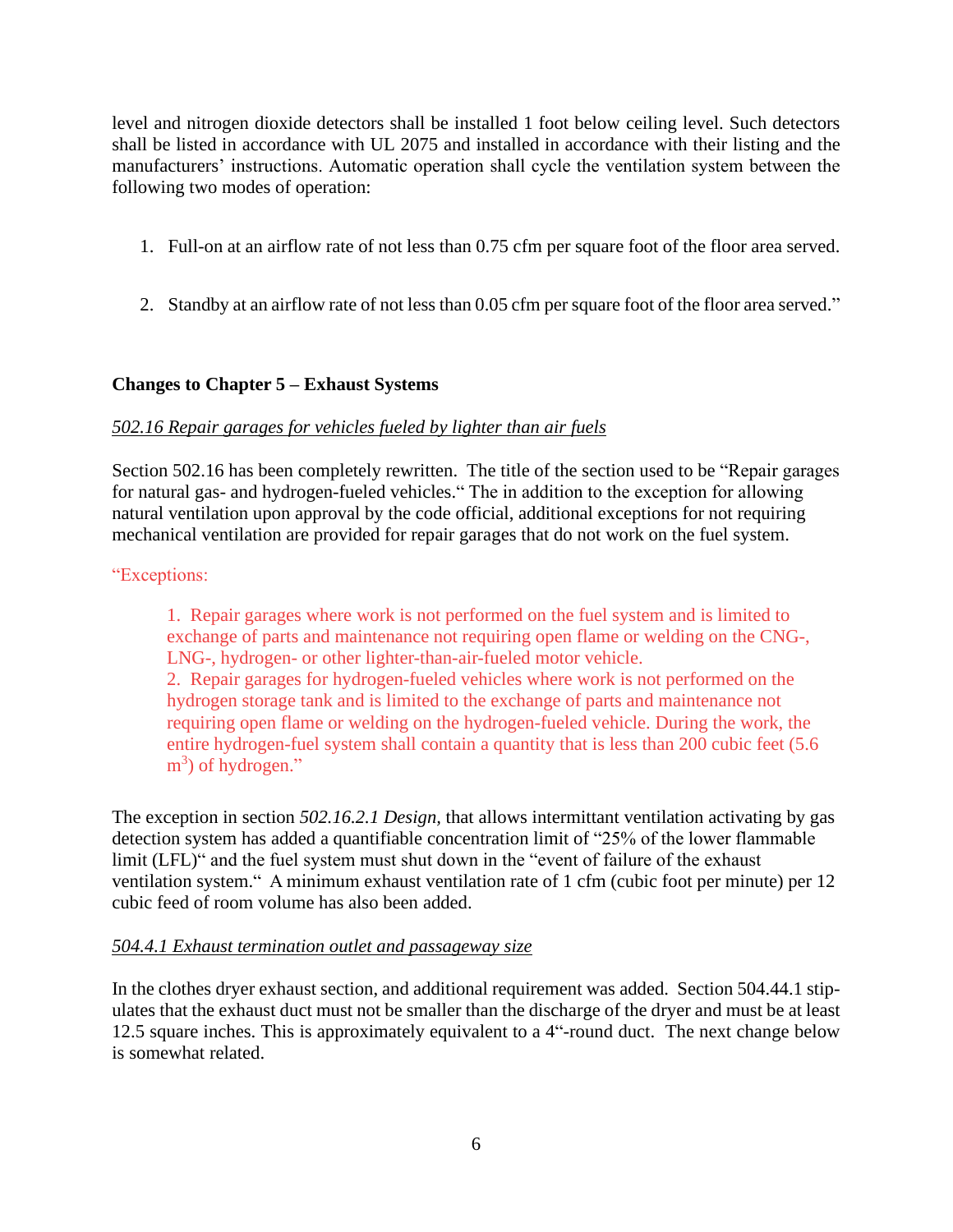level and nitrogen dioxide detectors shall be installed 1 foot below ceiling level. Such detectors shall be listed in accordance with UL 2075 and installed in accordance with their listing and the manufacturers' instructions. Automatic operation shall cycle the ventilation system between the following two modes of operation:

1. Full-on at an airflow rate of not less than 0.75 cfm per square foot of the floor area served.

2. Standby at an airflow rate of not less than 0.05 cfm per square foot of the floor area served."

**Changes to Chapter 5 – Exhaust Systems**

*502.16 Repair garages for vehicles fueled by lighter than air fuels*

Section 502.16 has been completely rewritten. The title of the section used to be "Repair garages for natural gas- and hydrogen-fueled vehicles." The in addition to the exception for allowing natural ventilation upon approval by the code official, additional exceptions for not requiring mechanical ventilation are provided for repair garages that do not work on the fuel system.

"Exceptions:

> 1. Repair garages where work is not performed on the fuel system and is limited to exchange of parts and maintenance not requiring open flame or welding on the CNG-, LNG-, hydrogen- or other lighter-than-air-fueled motor vehicle.
> 2. Repair garages for hydrogen-fueled vehicles where work is not performed on the hydrogen storage tank and is limited to the exchange of parts and maintenance not requiring open flame or welding on the hydrogen-fueled vehicle. During the work, the entire hydrogen-fuel system shall contain a quantity that is less than 200 cubic feet (5.6 $m^3$) of hydrogen."

The exception in section *502.16.2.1 Design*, that allows intermittant ventilation activating by gas detection system has added a quantifiable concentration limit of "25% of the lower flammable limit (LFL)" and the fuel system must shut down in the "event of failure of the exhaust ventilation system." A minimum exhaust ventilation rate of 1 cfm (cubic foot per minute) per 12 cubic feed of room volume has also been added.

*504.4.1 Exhaust termination outlet and passageway size*

In the clothes dryer exhaust section, and additional requirement was added. Section 504.44.1 stipulates that the exhaust duct must not be smaller than the discharge of the dryer and must be at least 12.5 square inches. This is approximately equivalent to a 4"-round duct. The next change below is somewhat related.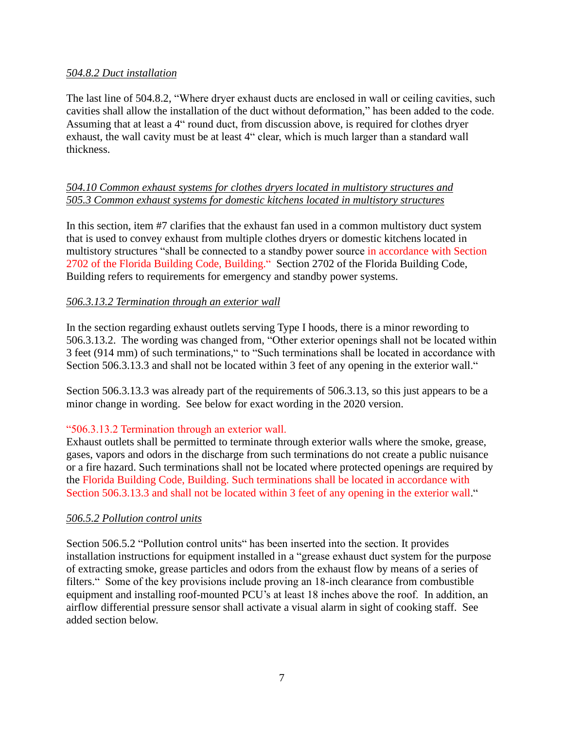*504.8.2 Duct installation*

The last line of 504.8.2, "Where dryer exhaust ducts are enclosed in wall or ceiling cavities, such cavities shall allow the installation of the duct without deformation," has been added to the code. Assuming that at least a 4" round duct, from discussion above, is required for clothes dryer exhaust, the wall cavity must be at least 4" clear, which is much larger than a standard wall thickness.

*504.10 Common exhaust systems for clothes dryers located in multistory structures and 505.3 Common exhaust systems for domestic kitchens located in multistory structures*

In this section, item #7 clarifies that the exhaust fan used in a common multistory duct system that is used to convey exhaust from multiple clothes dryers or domestic kitchens located in multistory structures "shall be connected to a standby power source in accordance with Section 2702 of the Florida Building Code, Building." Section 2702 of the Florida Building Code, Building refers to requirements for emergency and standby power systems.

*506.3.13.2 Termination through an exterior wall*

In the section regarding exhaust outlets serving Type I hoods, there is a minor rewording to 506.3.13.2. The wording was changed from, "Other exterior openings shall not be located within 3 feet (914 mm) of such terminations," to "Such terminations shall be located in accordance with Section 506.3.13.3 and shall not be located within 3 feet of any opening in the exterior wall."

Section 506.3.13.3 was already part of the requirements of 506.3.13, so this just appears to be a minor change in wording. See below for exact wording in the 2020 version.

"506.3.13.2 Termination through an exterior wall.
Exhaust outlets shall be permitted to terminate through exterior walls where the smoke, grease, gases, vapors and odors in the discharge from such terminations do not create a public nuisance or a fire hazard. Such terminations shall not be located where protected openings are required by the Florida Building Code, Building. Such terminations shall be located in accordance with Section 506.3.13.3 and shall not be located within 3 feet of any opening in the exterior wall."

*506.5.2 Pollution control units*

Section 506.5.2 "Pollution control units" has been inserted into the section. It provides installation instructions for equipment installed in a "grease exhaust duct system for the purpose of extracting smoke, grease particles and odors from the exhaust flow by means of a series of filters." Some of the key provisions include proving an 18-inch clearance from combustible equipment and installing roof-mounted PCU's at least 18 inches above the roof. In addition, an airflow differential pressure sensor shall activate a visual alarm in sight of cooking staff. See added section below.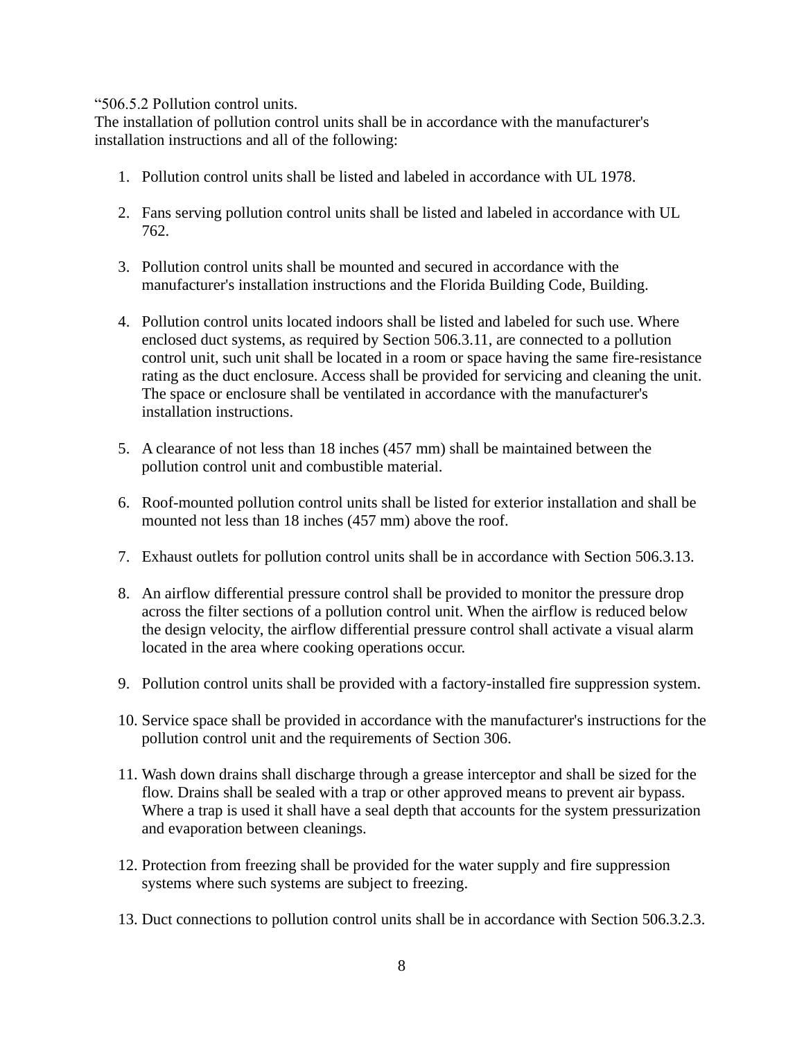“506.5.2 Pollution control units.
The installation of pollution control units shall be in accordance with the manufacturer's installation instructions and all of the following:

1. Pollution control units shall be listed and labeled in accordance with UL 1978.

2. Fans serving pollution control units shall be listed and labeled in accordance with UL 762.

3. Pollution control units shall be mounted and secured in accordance with the manufacturer's installation instructions and the Florida Building Code, Building.

4. Pollution control units located indoors shall be listed and labeled for such use. Where enclosed duct systems, as required by Section 506.3.11, are connected to a pollution control unit, such unit shall be located in a room or space having the same fire-resistance rating as the duct enclosure. Access shall be provided for servicing and cleaning the unit. The space or enclosure shall be ventilated in accordance with the manufacturer's installation instructions.

5. A clearance of not less than 18 inches (457 mm) shall be maintained between the pollution control unit and combustible material.

6. Roof-mounted pollution control units shall be listed for exterior installation and shall be mounted not less than 18 inches (457 mm) above the roof.

7. Exhaust outlets for pollution control units shall be in accordance with Section 506.3.13.

8. An airflow differential pressure control shall be provided to monitor the pressure drop across the filter sections of a pollution control unit. When the airflow is reduced below the design velocity, the airflow differential pressure control shall activate a visual alarm located in the area where cooking operations occur.

9. Pollution control units shall be provided with a factory-installed fire suppression system.

10. Service space shall be provided in accordance with the manufacturer's instructions for the pollution control unit and the requirements of Section 306.

11. Wash down drains shall discharge through a grease interceptor and shall be sized for the flow. Drains shall be sealed with a trap or other approved means to prevent air bypass. Where a trap is used it shall have a seal depth that accounts for the system pressurization and evaporation between cleanings.

12. Protection from freezing shall be provided for the water supply and fire suppression systems where such systems are subject to freezing.

13. Duct connections to pollution control units shall be in accordance with Section 506.3.2.3.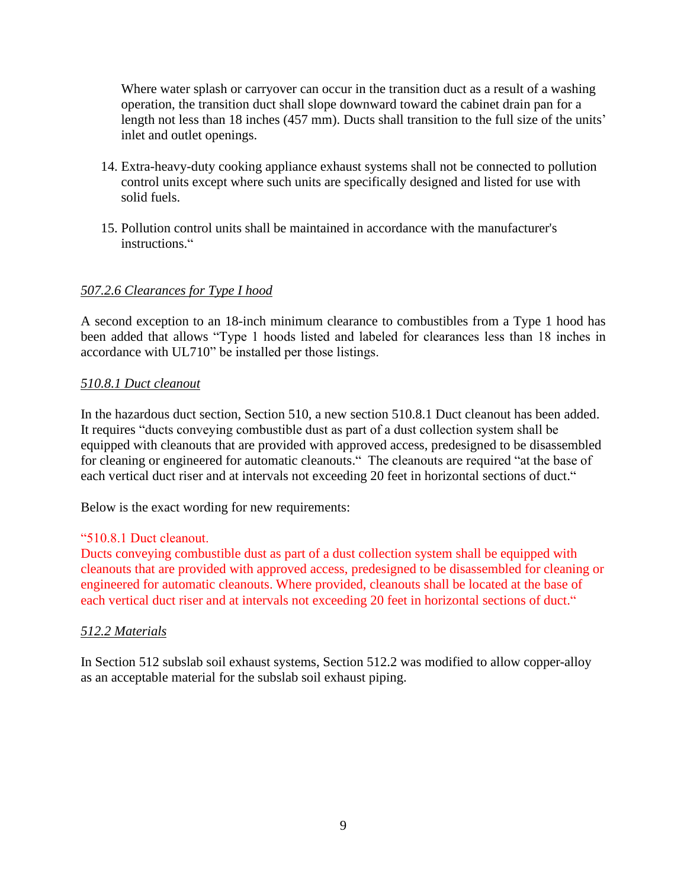Where water splash or carryover can occur in the transition duct as a result of a washing operation, the transition duct shall slope downward toward the cabinet drain pan for a length not less than 18 inches (457 mm). Ducts shall transition to the full size of the units' inlet and outlet openings.

14. Extra-heavy-duty cooking appliance exhaust systems shall not be connected to pollution control units except where such units are specifically designed and listed for use with solid fuels.

15. Pollution control units shall be maintained in accordance with the manufacturer's instructions."

*507.2.6 Clearances for Type I hood*

A second exception to an 18-inch minimum clearance to combustibles from a Type 1 hood has been added that allows "Type 1 hoods listed and labeled for clearances less than 18 inches in accordance with UL710" be installed per those listings.

*510.8.1 Duct cleanout*

In the hazardous duct section, Section 510, a new section 510.8.1 Duct cleanout has been added. It requires "ducts conveying combustible dust as part of a dust collection system shall be equipped with cleanouts that are provided with approved access, predesigned to be disassembled for cleaning or engineered for automatic cleanouts." The cleanouts are required "at the base of each vertical duct riser and at intervals not exceeding 20 feet in horizontal sections of duct."

Below is the exact wording for new requirements:

"510.8.1 Duct cleanout.
Ducts conveying combustible dust as part of a dust collection system shall be equipped with cleanouts that are provided with approved access, predesigned to be disassembled for cleaning or engineered for automatic cleanouts. Where provided, cleanouts shall be located at the base of each vertical duct riser and at intervals not exceeding 20 feet in horizontal sections of duct."

*512.2 Materials*

In Section 512 subslab soil exhaust systems, Section 512.2 was modified to allow copper-alloy as an acceptable material for the subslab soil exhaust piping.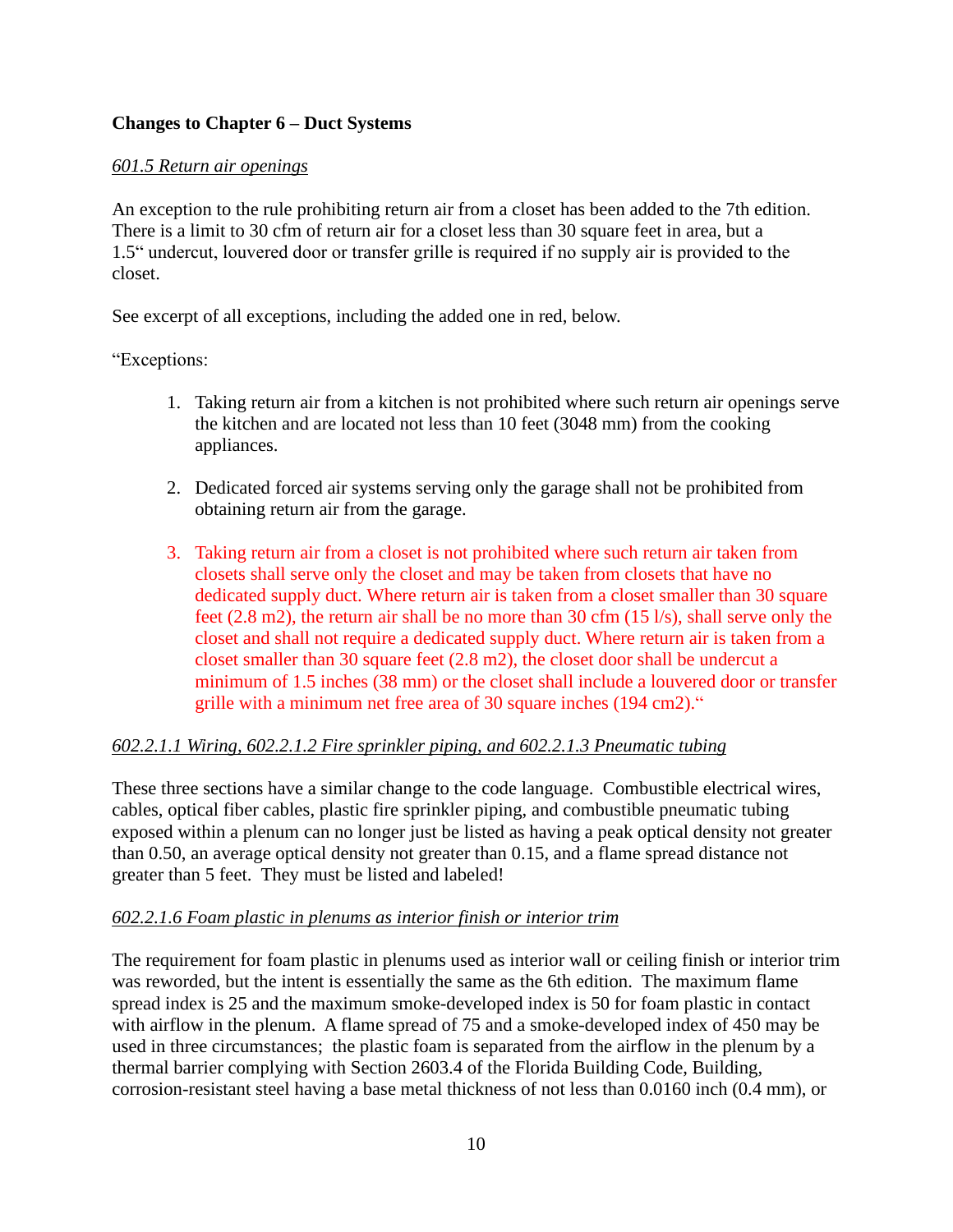**Changes to Chapter 6 – Duct Systems**

*601.5 Return air openings*

An exception to the rule prohibiting return air from a closet has been added to the 7th edition. There is a limit to 30 cfm of return air for a closet less than 30 square feet in area, but a 1.5" undercut, louvered door or transfer grille is required if no supply air is provided to the closet.

See excerpt of all exceptions, including the added one in red, below.

"Exceptions:

1. Taking return air from a kitchen is not prohibited where such return air openings serve the kitchen and are located not less than 10 feet (3048 mm) from the cooking appliances.

2. Dedicated forced air systems serving only the garage shall not be prohibited from obtaining return air from the garage.

3. Taking return air from a closet is not prohibited where such return air taken from closets shall serve only the closet and may be taken from closets that have no dedicated supply duct. Where return air is taken from a closet smaller than 30 square feet (2.8 m2), the return air shall be no more than 30 cfm (15 l/s), shall serve only the closet and shall not require a dedicated supply duct. Where return air is taken from a closet smaller than 30 square feet (2.8 m2), the closet door shall be undercut a minimum of 1.5 inches (38 mm) or the closet shall include a louvered door or transfer grille with a minimum net free area of 30 square inches (194 cm2)."

*602.2.1.1 Wiring, 602.2.1.2 Fire sprinkler piping, and 602.2.1.3 Pneumatic tubing*

These three sections have a similar change to the code language. Combustible electrical wires, cables, optical fiber cables, plastic fire sprinkler piping, and combustible pneumatic tubing exposed within a plenum can no longer just be listed as having a peak optical density not greater than 0.50, an average optical density not greater than 0.15, and a flame spread distance not greater than 5 feet. They must be listed and labeled!

*602.2.1.6 Foam plastic in plenums as interior finish or interior trim*

The requirement for foam plastic in plenums used as interior wall or ceiling finish or interior trim was reworded, but the intent is essentially the same as the 6th edition. The maximum flame spread index is 25 and the maximum smoke-developed index is 50 for foam plastic in contact with airflow in the plenum. A flame spread of 75 and a smoke-developed index of 450 may be used in three circumstances; the plastic foam is separated from the airflow in the plenum by a thermal barrier complying with Section 2603.4 of the Florida Building Code, Building, corrosion-resistant steel having a base metal thickness of not less than 0.0160 inch (0.4 mm), or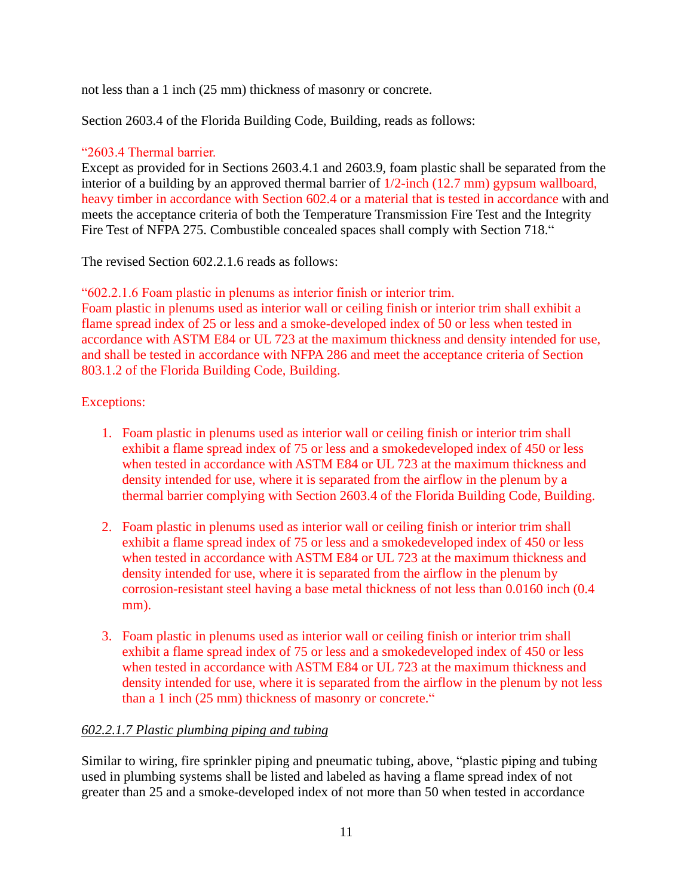not less than a 1 inch (25 mm) thickness of masonry or concrete.

Section 2603.4 of the Florida Building Code, Building, reads as follows:

"2603.4 Thermal barrier.
Except as provided for in Sections 2603.4.1 and 2603.9, foam plastic shall be separated from the interior of a building by an approved thermal barrier of 1/2-inch (12.7 mm) gypsum wallboard, heavy timber in accordance with Section 602.4 or a material that is tested in accordance with and meets the acceptance criteria of both the Temperature Transmission Fire Test and the Integrity Fire Test of NFPA 275. Combustible concealed spaces shall comply with Section 718."

The revised Section 602.2.1.6 reads as follows:

"602.2.1.6 Foam plastic in plenums as interior finish or interior trim.
Foam plastic in plenums used as interior wall or ceiling finish or interior trim shall exhibit a flame spread index of 25 or less and a smoke-developed index of 50 or less when tested in accordance with ASTM E84 or UL 723 at the maximum thickness and density intended for use, and shall be tested in accordance with NFPA 286 and meet the acceptance criteria of Section 803.1.2 of the Florida Building Code, Building.

Exceptions:

1. Foam plastic in plenums used as interior wall or ceiling finish or interior trim shall exhibit a flame spread index of 75 or less and a smokedeveloped index of 450 or less when tested in accordance with ASTM E84 or UL 723 at the maximum thickness and density intended for use, where it is separated from the airflow in the plenum by a thermal barrier complying with Section 2603.4 of the Florida Building Code, Building.

2. Foam plastic in plenums used as interior wall or ceiling finish or interior trim shall exhibit a flame spread index of 75 or less and a smokedeveloped index of 450 or less when tested in accordance with ASTM E84 or UL 723 at the maximum thickness and density intended for use, where it is separated from the airflow in the plenum by corrosion-resistant steel having a base metal thickness of not less than 0.0160 inch (0.4 mm).

3. Foam plastic in plenums used as interior wall or ceiling finish or interior trim shall exhibit a flame spread index of 75 or less and a smokedeveloped index of 450 or less when tested in accordance with ASTM E84 or UL 723 at the maximum thickness and density intended for use, where it is separated from the airflow in the plenum by not less than a 1 inch (25 mm) thickness of masonry or concrete."

*602.2.1.7 Plastic plumbing piping and tubing*

Similar to wiring, fire sprinkler piping and pneumatic tubing, above, "plastic piping and tubing used in plumbing systems shall be listed and labeled as having a flame spread index of not greater than 25 and a smoke-developed index of not more than 50 when tested in accordance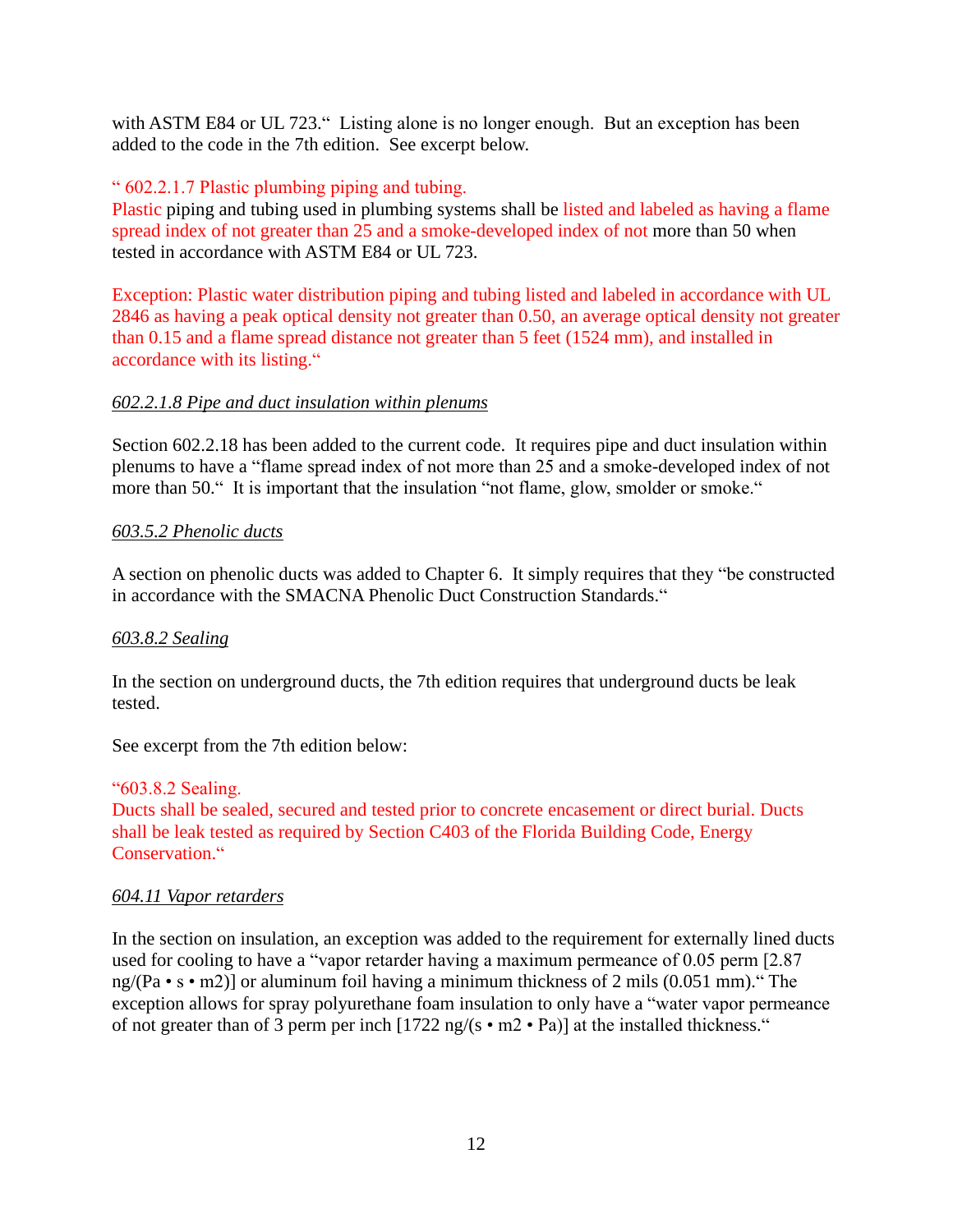with ASTM E84 or UL 723." Listing alone is no longer enough. But an exception has been added to the code in the 7th edition. See excerpt below.

" 602.2.1.7 Plastic plumbing piping and tubing.
Plastic piping and tubing used in plumbing systems shall be listed and labeled as having a flame spread index of not greater than 25 and a smoke-developed index of not more than 50 when tested in accordance with ASTM E84 or UL 723.

Exception: Plastic water distribution piping and tubing listed and labeled in accordance with UL 2846 as having a peak optical density not greater than 0.50, an average optical density not greater than 0.15 and a flame spread distance not greater than 5 feet (1524 mm), and installed in accordance with its listing."

*602.2.1.8 Pipe and duct insulation within plenums*

Section 602.2.18 has been added to the current code. It requires pipe and duct insulation within plenums to have a "flame spread index of not more than 25 and a smoke-developed index of not more than 50." It is important that the insulation "not flame, glow, smolder or smoke."

*603.5.2 Phenolic ducts*

A section on phenolic ducts was added to Chapter 6. It simply requires that they "be constructed in accordance with the SMACNA Phenolic Duct Construction Standards."

*603.8.2 Sealing*

In the section on underground ducts, the 7th edition requires that underground ducts be leak tested.

See excerpt from the 7th edition below:

"603.8.2 Sealing.
Ducts shall be sealed, secured and tested prior to concrete encasement or direct burial. Ducts shall be leak tested as required by Section C403 of the Florida Building Code, Energy Conservation."

*604.11 Vapor retarders*

In the section on insulation, an exception was added to the requirement for externally lined ducts used for cooling to have a "vapor retarder having a maximum permeance of 0.05 perm [2.87 ng/(Pa • s • m2)] or aluminum foil having a minimum thickness of 2 mils (0.051 mm)." The exception allows for spray polyurethane foam insulation to only have a "water vapor permeance of not greater than of 3 perm per inch [1722 ng/(s • m2 • Pa)] at the installed thickness."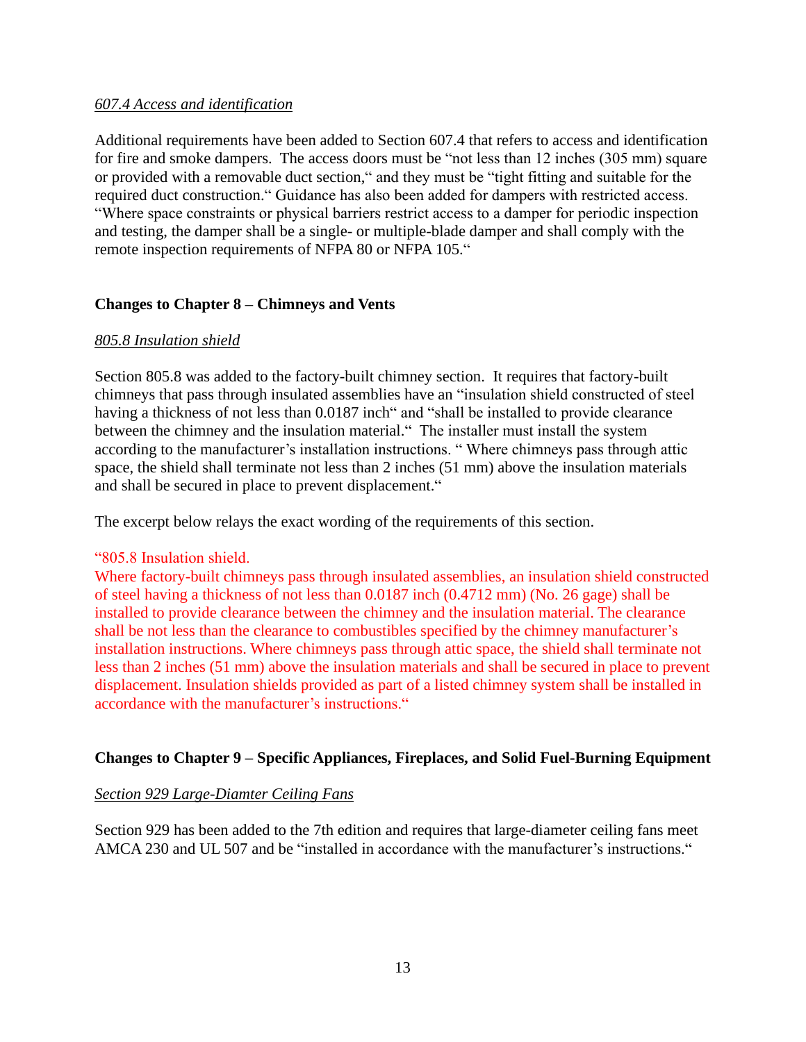*607.4 Access and identification*

Additional requirements have been added to Section 607.4 that refers to access and identification for fire and smoke dampers. The access doors must be "not less than 12 inches (305 mm) square or provided with a removable duct section," and they must be "tight fitting and suitable for the required duct construction." Guidance has also been added for dampers with restricted access. "Where space constraints or physical barriers restrict access to a damper for periodic inspection and testing, the damper shall be a single- or multiple-blade damper and shall comply with the remote inspection requirements of NFPA 80 or NFPA 105."

**Changes to Chapter 8 – Chimneys and Vents**

*805.8 Insulation shield*

Section 805.8 was added to the factory-built chimney section. It requires that factory-built chimneys that pass through insulated assemblies have an "insulation shield constructed of steel having a thickness of not less than 0.0187 inch" and "shall be installed to provide clearance between the chimney and the insulation material." The installer must install the system according to the manufacturer's installation instructions. " Where chimneys pass through attic space, the shield shall terminate not less than 2 inches (51 mm) above the insulation materials and shall be secured in place to prevent displacement."

The excerpt below relays the exact wording of the requirements of this section.

"805.8 Insulation shield.
Where factory-built chimneys pass through insulated assemblies, an insulation shield constructed of steel having a thickness of not less than 0.0187 inch (0.4712 mm) (No. 26 gage) shall be installed to provide clearance between the chimney and the insulation material. The clearance shall be not less than the clearance to combustibles specified by the chimney manufacturer's installation instructions. Where chimneys pass through attic space, the shield shall terminate not less than 2 inches (51 mm) above the insulation materials and shall be secured in place to prevent displacement. Insulation shields provided as part of a listed chimney system shall be installed in accordance with the manufacturer's instructions."

**Changes to Chapter 9 – Specific Appliances, Fireplaces, and Solid Fuel-Burning Equipment**

*Section 929 Large-Diamter Ceiling Fans*

Section 929 has been added to the 7th edition and requires that large-diameter ceiling fans meet AMCA 230 and UL 507 and be "installed in accordance with the manufacturer's instructions."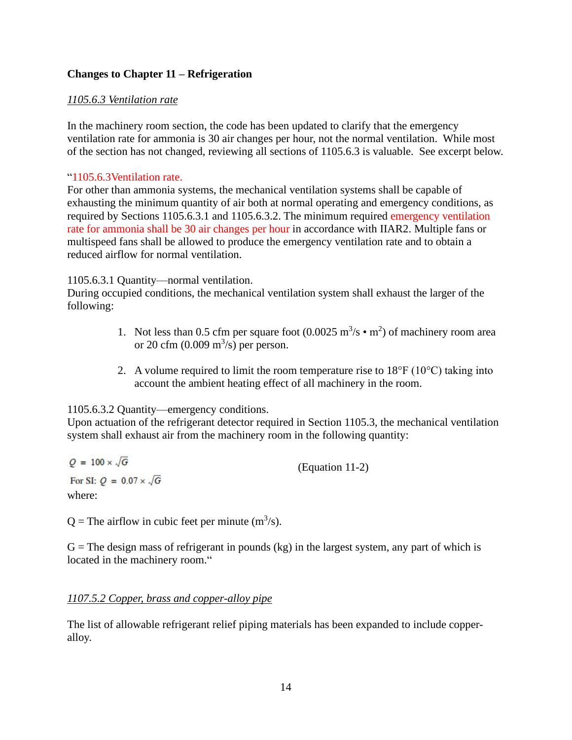**Changes to Chapter 11 – Refrigeration**

*1105.6.3 Ventilation rate*

In the machinery room section, the code has been updated to clarify that the emergency ventilation rate for ammonia is 30 air changes per hour, not the normal ventilation. While most of the section has not changed, reviewing all sections of 1105.6.3 is valuable. See excerpt below.

"1105.6.3Ventilation rate.
For other than ammonia systems, the mechanical ventilation systems shall be capable of exhausting the minimum quantity of air both at normal operating and emergency conditions, as required by Sections 1105.6.3.1 and 1105.6.3.2. The minimum required emergency ventilation rate for ammonia shall be 30 air changes per hour in accordance with IIAR2. Multiple fans or multispeed fans shall be allowed to produce the emergency ventilation rate and to obtain a reduced airflow for normal ventilation.

1105.6.3.1 Quantity—normal ventilation.
During occupied conditions, the mechanical ventilation system shall exhaust the larger of the following:

1. Not less than 0.5 cfm per square foot ($0.0025\ m^3/s \cdot m^2$) of machinery room area or 20 cfm ($0.009\ m^3/s$) per person.

2. A volume required to limit the room temperature rise to 18°F (10°C) taking into account the ambient heating effect of all machinery in the room.

1105.6.3.2 Quantity—emergency conditions.
Upon actuation of the refrigerant detector required in Section 1105.3, the mechanical ventilation system shall exhaust air from the machinery room in the following quantity:

$$Q = 100 \times \sqrt{G} \qquad \text{(Equation 11-2)}$$

$$\text{For SI: } Q = 0.07 \times \sqrt{G}$$

where:

Q = The airflow in cubic feet per minute ($m^3/s$).

G = The design mass of refrigerant in pounds (kg) in the largest system, any part of which is located in the machinery room."

*1107.5.2 Copper, brass and copper-alloy pipe*

The list of allowable refrigerant relief piping materials has been expanded to include copper-alloy.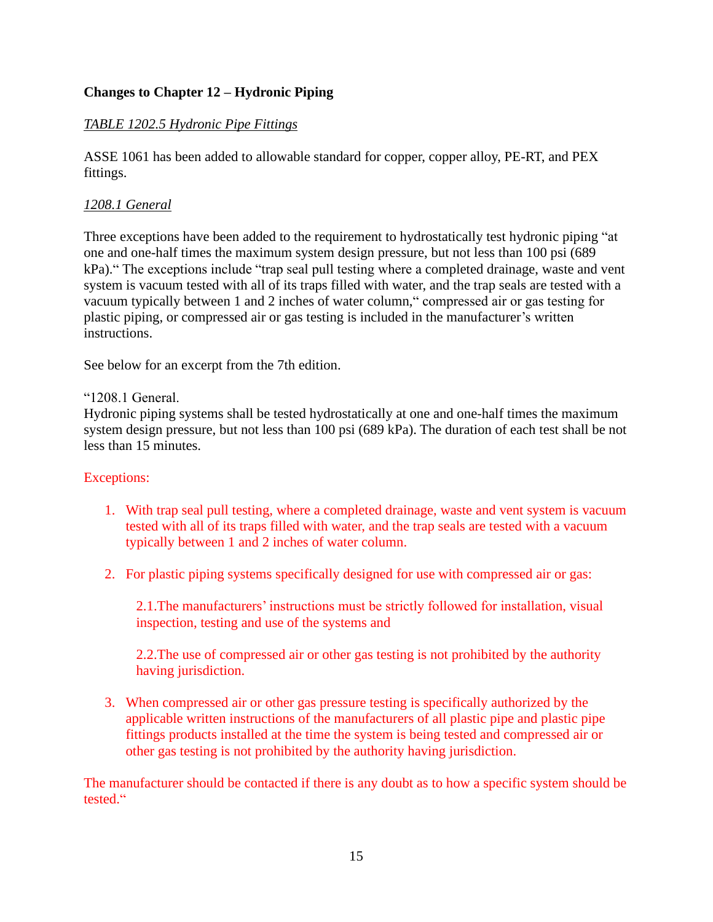**Changes to Chapter 12 – Hydronic Piping**

*TABLE 1202.5 Hydronic Pipe Fittings*

ASSE 1061 has been added to allowable standard for copper, copper alloy, PE-RT, and PEX fittings.

*1208.1 General*

Three exceptions have been added to the requirement to hydrostatically test hydronic piping "at one and one-half times the maximum system design pressure, but not less than 100 psi (689 kPa)." The exceptions include "trap seal pull testing where a completed drainage, waste and vent system is vacuum tested with all of its traps filled with water, and the trap seals are tested with a vacuum typically between 1 and 2 inches of water column," compressed air or gas testing for plastic piping, or compressed air or gas testing is included in the manufacturer's written instructions.

See below for an excerpt from the 7th edition.

"1208.1 General.
Hydronic piping systems shall be tested hydrostatically at one and one-half times the maximum system design pressure, but not less than 100 psi (689 kPa). The duration of each test shall be not less than 15 minutes.

Exceptions:

1. With trap seal pull testing, where a completed drainage, waste and vent system is vacuum tested with all of its traps filled with water, and the trap seals are tested with a vacuum typically between 1 and 2 inches of water column.

2. For plastic piping systems specifically designed for use with compressed air or gas:

   2.1.The manufacturers' instructions must be strictly followed for installation, visual inspection, testing and use of the systems and

   2.2.The use of compressed air or other gas testing is not prohibited by the authority having jurisdiction.

3. When compressed air or other gas pressure testing is specifically authorized by the applicable written instructions of the manufacturers of all plastic pipe and plastic pipe fittings products installed at the time the system is being tested and compressed air or other gas testing is not prohibited by the authority having jurisdiction.

The manufacturer should be contacted if there is any doubt as to how a specific system should be tested."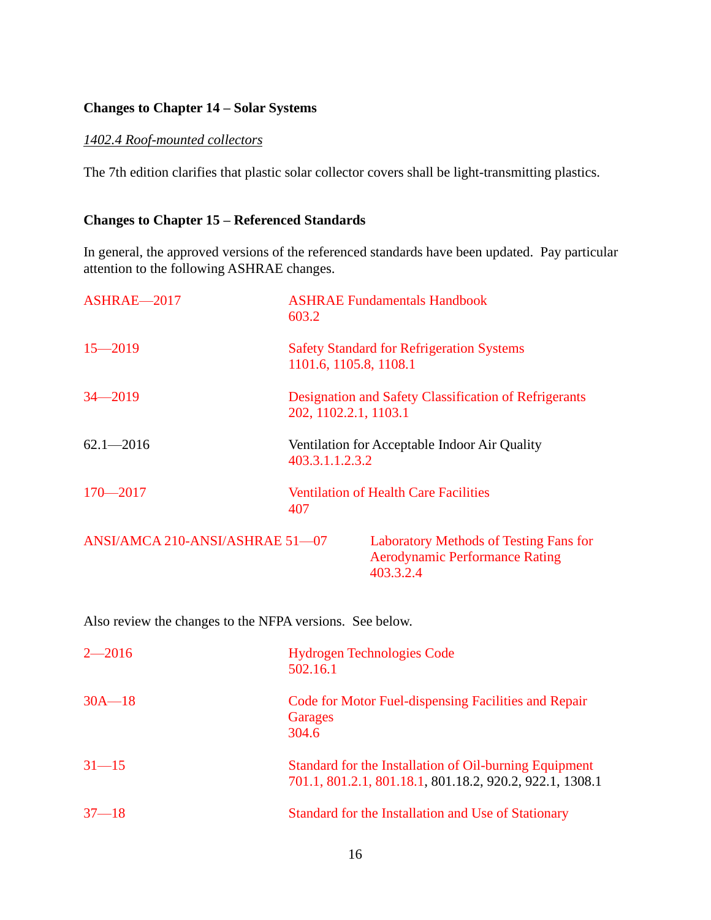**Changes to Chapter 14 – Solar Systems**

*1402.4 Roof-mounted collectors*

The 7th edition clarifies that plastic solar collector covers shall be light-transmitting plastics.

**Changes to Chapter 15 – Referenced Standards**

In general, the approved versions of the referenced standards have been updated. Pay particular attention to the following ASHRAE changes.

| | |
|---|---|
| ASHRAE—2017 | ASHRAE Fundamentals Handbook<br>603.2 |
| 15—2019 | Safety Standard for Refrigeration Systems<br>1101.6, 1105.8, 1108.1 |
| 34—2019 | Designation and Safety Classification of Refrigerants<br>202, 1102.2.1, 1103.1 |
| 62.1—2016 | Ventilation for Acceptable Indoor Air Quality<br>403.3.1.1.2.3.2 |
| 170—2017 | Ventilation of Health Care Facilities<br>407 |
| ANSI/AMCA 210-ANSI/ASHRAE 51—07 | Laboratory Methods of Testing Fans for Aerodynamic Performance Rating<br>403.3.2.4 |

Also review the changes to the NFPA versions. See below.

| | |
|---|---|
| 2—2016 | Hydrogen Technologies Code<br>502.16.1 |
| 30A—18 | Code for Motor Fuel-dispensing Facilities and Repair Garages<br>304.6 |
| 31—15 | Standard for the Installation of Oil-burning Equipment<br>701.1, 801.2.1, 801.18.1, 801.18.2, 920.2, 922.1, 1308.1 |
| 37—18 | Standard for the Installation and Use of Stationary |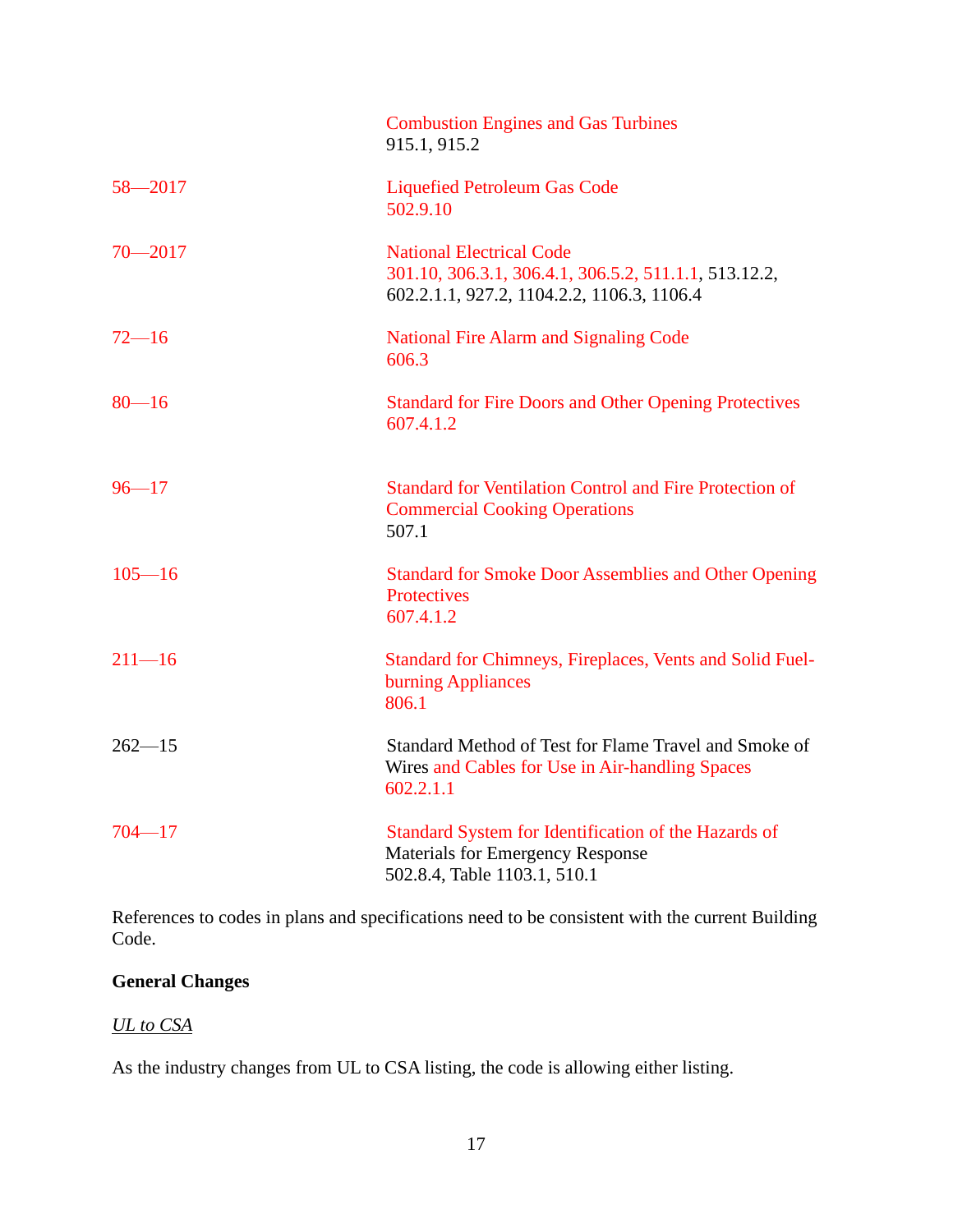| | |
|---|---|
| | Combustion Engines and Gas Turbines<br>915.1, 915.2 |
| 58—2017 | Liquefied Petroleum Gas Code<br>502.9.10 |
| 70—2017 | National Electrical Code<br>301.10, 306.3.1, 306.4.1, 306.5.2, 511.1.1, 513.12.2, 602.2.1.1, 927.2, 1104.2.2, 1106.3, 1106.4 |
| 72—16 | National Fire Alarm and Signaling Code<br>606.3 |
| 80—16 | Standard for Fire Doors and Other Opening Protectives<br>607.4.1.2 |
| 96—17 | Standard for Ventilation Control and Fire Protection of Commercial Cooking Operations<br>507.1 |
| 105—16 | Standard for Smoke Door Assemblies and Other Opening Protectives<br>607.4.1.2 |
| 211—16 | Standard for Chimneys, Fireplaces, Vents and Solid Fuel-burning Appliances<br>806.1 |
| 262—15 | Standard Method of Test for Flame Travel and Smoke of Wires and Cables for Use in Air-handling Spaces<br>602.2.1.1 |
| 704—17 | Standard System for Identification of the Hazards of Materials for Emergency Response<br>502.8.4, Table 1103.1, 510.1 |

References to codes in plans and specifications need to be consistent with the current Building Code.

**General Changes**

*UL to CSA*

As the industry changes from UL to CSA listing, the code is allowing either listing.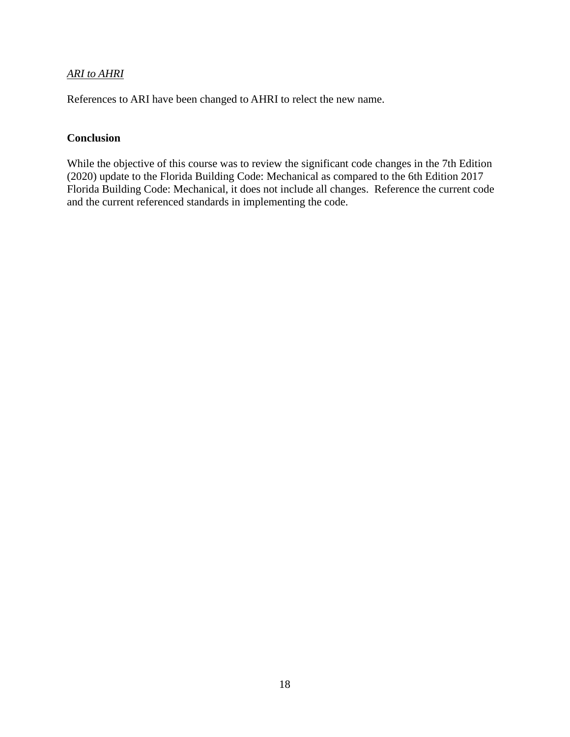*<u>ARI to AHRI</u>*

References to ARI have been changed to AHRI to relect the new name.

**Conclusion**

While the objective of this course was to review the significant code changes in the 7th Edition (2020) update to the Florida Building Code: Mechanical as compared to the 6th Edition 2017 Florida Building Code: Mechanical, it does not include all changes. Reference the current code and the current referenced standards in implementing the code.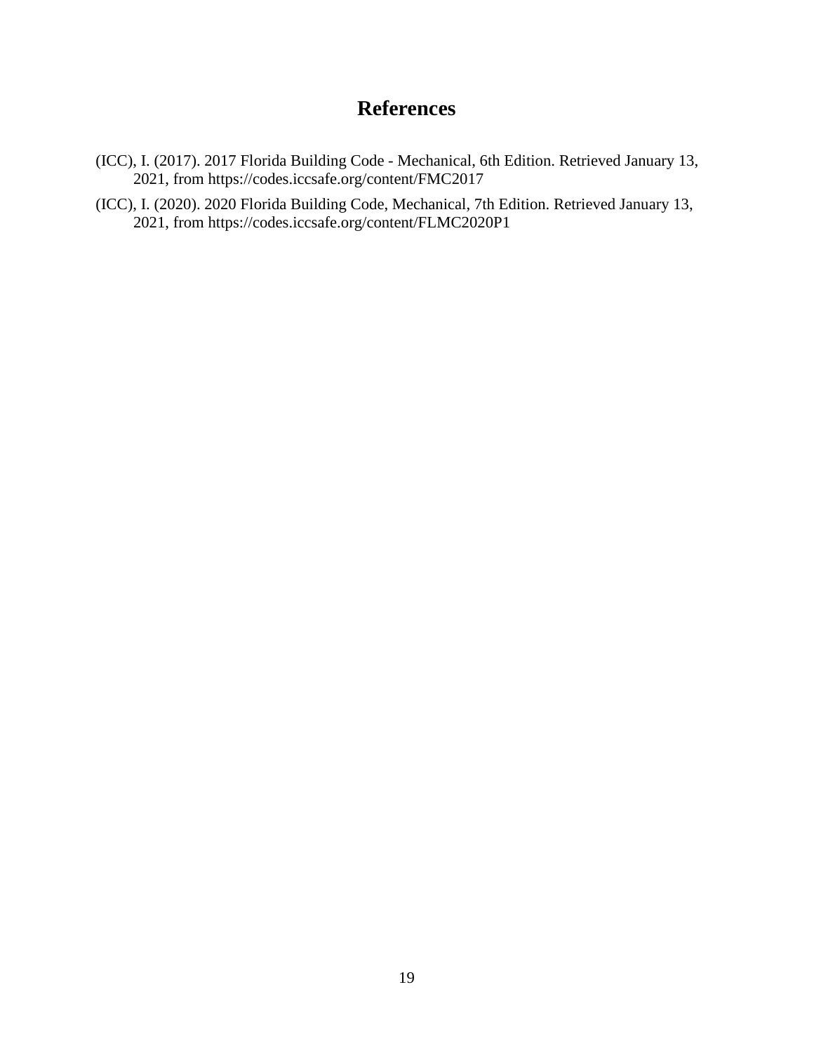# References

(ICC), I. (2017). 2017 Florida Building Code - Mechanical, 6th Edition. Retrieved January 13, 2021, from https://codes.iccsafe.org/content/FMC2017

(ICC), I. (2020). 2020 Florida Building Code, Mechanical, 7th Edition. Retrieved January 13, 2021, from https://codes.iccsafe.org/content/FLMC2020P1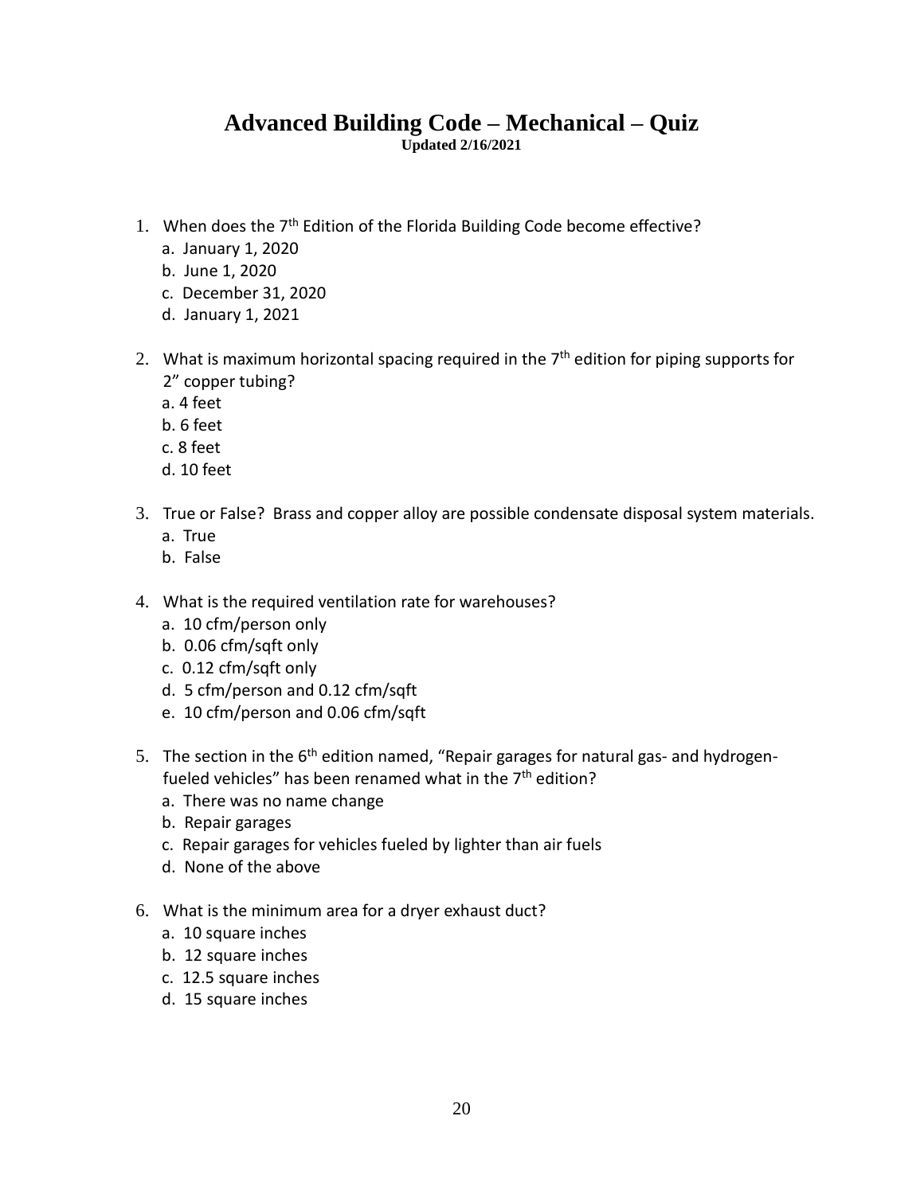# Advanced Building Code – Mechanical – Quiz

**Updated 2/16/2021**

1. When does the 7th Edition of the Florida Building Code become effective?
   a. January 1, 2020
   b. June 1, 2020
   c. December 31, 2020
   d. January 1, 2021

2. What is maximum horizontal spacing required in the 7th edition for piping supports for 2" copper tubing?
   a. 4 feet
   b. 6 feet
   c. 8 feet
   d. 10 feet

3. True or False? Brass and copper alloy are possible condensate disposal system materials.
   a. True
   b. False

4. What is the required ventilation rate for warehouses?
   a. 10 cfm/person only
   b. 0.06 cfm/sqft only
   c. 0.12 cfm/sqft only
   d. 5 cfm/person and 0.12 cfm/sqft
   e. 10 cfm/person and 0.06 cfm/sqft

5. The section in the 6th edition named, "Repair garages for natural gas- and hydrogen-fueled vehicles" has been renamed what in the 7th edition?
   a. There was no name change
   b. Repair garages
   c. Repair garages for vehicles fueled by lighter than air fuels
   d. None of the above

6. What is the minimum area for a dryer exhaust duct?
   a. 10 square inches
   b. 12 square inches
   c. 12.5 square inches
   d. 15 square inches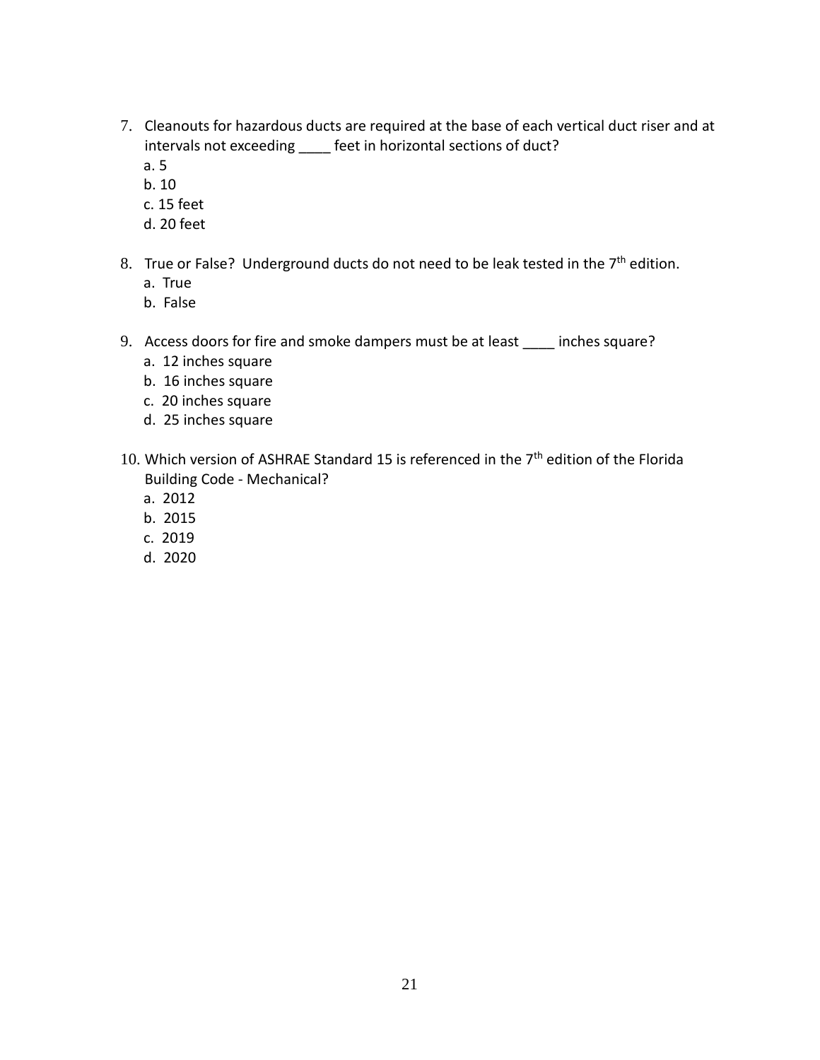7. Cleanouts for hazardous ducts are required at the base of each vertical duct riser and at intervals not exceeding ____ feet in horizontal sections of duct?
   a. 5
   b. 10
   c. 15 feet
   d. 20 feet

8. True or False? Underground ducts do not need to be leak tested in the 7th edition.
   a. True
   b. False

9. Access doors for fire and smoke dampers must be at least ____ inches square?
   a. 12 inches square
   b. 16 inches square
   c. 20 inches square
   d. 25 inches square

10. Which version of ASHRAE Standard 15 is referenced in the 7th edition of the Florida Building Code - Mechanical?
    a. 2012
    b. 2015
    c. 2019
    d. 2020